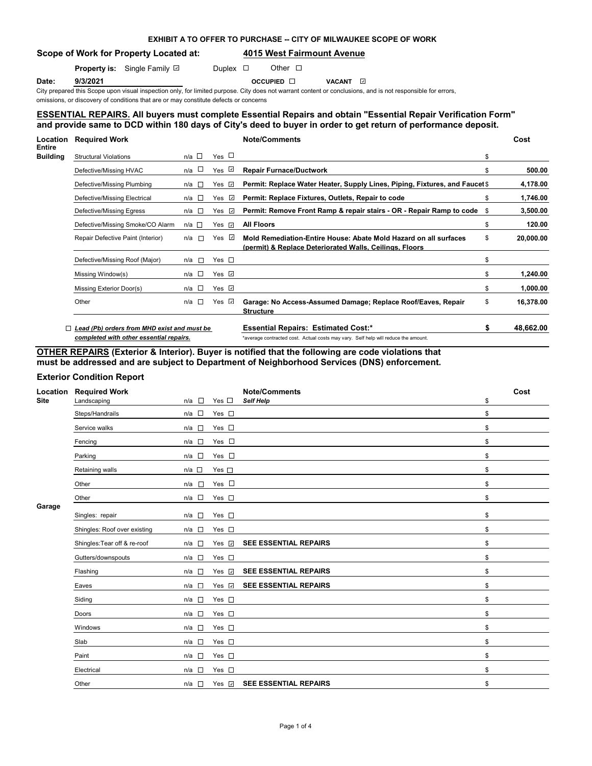# EXHIBIT A TO OFFER TO PURCHASE -- CITY OF MILWAUKEE SCOPE OF WORK

**Scope of Work for Property Located at:** **4015 West Fairmount Avenue**

**Property is:** Single Family ☑ Duplex ☐ Other ☐

**Date:** **9/3/2021** OCCUPIED ☐ VACANT ☑

City prepared this Scope upon visual inspection only, for limited purpose. City does not warrant content or conclusions, and is not responsible for errors, omissions, or discovery of conditions that are or may constitute defects or concerns

## ESSENTIAL REPAIRS. All buyers must complete Essential Repairs and obtain "Essential Repair Verification Form" and provide same to DCD within 180 days of City's deed to buyer in order to get return of performance deposit.

| Location | Required Work | n/a | Yes | Note/Comments | Cost |
|---|---|---|---|---|---|
| Entire Building | Structural Violations | ☐ | ☐ | | $ |
| | Defective/Missing HVAC | ☐ | ☑ | **Repair Furnace/Ductwork** | $ **500.00** |
| | Defective/Missing Plumbing | ☐ | ☑ | **Permit: Replace Water Heater, Supply Lines, Piping, Fixtures, and Faucet** | $ **4,178.00** |
| | Defective/Missing Electrical | ☐ | ☑ | **Permit: Replace Fixtures, Outlets, Repair to code** | $ **1,746.00** |
| | Defective/Missing Egress | ☐ | ☑ | **Permit: Remove Front Ramp & repair stairs - OR - Repair Ramp to code** | $ **3,500.00** |
| | Defective/Missing Smoke/CO Alarm | ☐ | ☑ | **All Floors** | $ **120.00** |
| | Repair Defective Paint (Interior) | ☐ | ☑ | **Mold Remediation-Entire House: Abate Mold Hazard on all surfaces (permit) & Replace Deteriorated Walls, Ceilings, Floors** | $ **20,000.00** |
| | Defective/Missing Roof (Major) | ☐ | ☐ | | $ |
| | Missing Window(s) | ☐ | ☑ | | $ **1,240.00** |
| | Missing Exterior Door(s) | ☐ | ☑ | | $ **1,000.00** |
| | Other | ☐ | ☑ | **Garage: No Access-Assumed Damage; Replace Roof/Eaves, Repair Structure** | $ **16,378.00** |

☐ ***Lead (Pb) orders from MHD exist and must be completed with other essential repairs.***

**Essential Repairs: Estimated Cost:*** **$ 48,662.00**

*average contracted cost. Actual costs may vary. Self help will reduce the amount.

## OTHER REPAIRS (Exterior & Interior). Buyer is notified that the following are code violations that must be addressed and are subject to Department of Neighborhood Services (DNS) enforcement.

### Exterior Condition Report

| Location | Required Work | n/a | Yes | Note/Comments | Cost |
|---|---|---|---|---|---|
| Site | Landscaping | ☐ | ☐ | ***Self Help*** | $ |
| | Steps/Handrails | ☐ | ☐ | | $ |
| | Service walks | ☐ | ☐ | | $ |
| | Fencing | ☐ | ☐ | | $ |
| | Parking | ☐ | ☐ | | $ |
| | Retaining walls | ☐ | ☐ | | $ |
| | Other | ☐ | ☐ | | $ |
| | Other | ☐ | ☐ | | $ |
| Garage | Singles: repair | ☐ | ☐ | | $ |
| | Shingles: Roof over existing | ☐ | ☐ | | $ |
| | Shingles:Tear off & re-roof | ☐ | ☑ | **SEE ESSENTIAL REPAIRS** | $ |
| | Gutters/downspouts | ☐ | ☐ | | $ |
| | Flashing | ☐ | ☑ | **SEE ESSENTIAL REPAIRS** | $ |
| | Eaves | ☐ | ☑ | **SEE ESSENTIAL REPAIRS** | $ |
| | Siding | ☐ | ☐ | | $ |
| | Doors | ☐ | ☐ | | $ |
| | Windows | ☐ | ☐ | | $ |
| | Slab | ☐ | ☐ | | $ |
| | Paint | ☐ | ☐ | | $ |
| | Electrical | ☐ | ☐ | | $ |
| | Other | ☐ | ☑ | **SEE ESSENTIAL REPAIRS** | $ |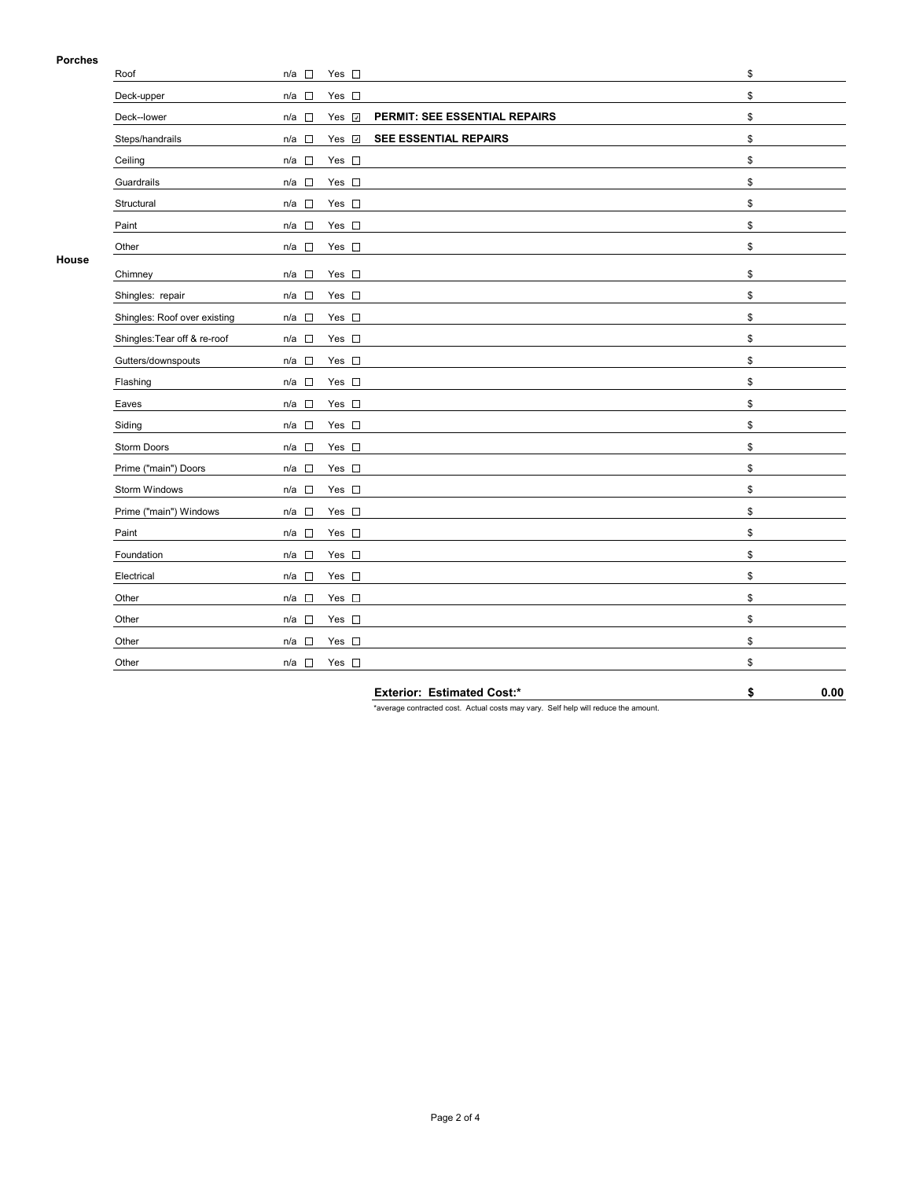**Porches**

| Item | n/a | Yes | Description | Cost |
|---|---|---|---|---|
| Roof | ☐ | ☐ | | $ |
| Deck-upper | ☐ | ☐ | | $ |
| Deck--lower | ☐ | ☑ | **PERMIT: SEE ESSENTIAL REPAIRS** | $ |
| Steps/handrails | ☐ | ☑ | **SEE ESSENTIAL REPAIRS** | $ |
| Ceiling | ☐ | ☐ | | $ |
| Guardrails | ☐ | ☐ | | $ |
| Structural | ☐ | ☐ | | $ |
| Paint | ☐ | ☐ | | $ |
| Other | ☐ | ☐ | | $ |

**House**

| Item | n/a | Yes | Description | Cost |
|---|---|---|---|---|
| Chimney | ☐ | ☐ | | $ |
| Shingles: repair | ☐ | ☐ | | $ |
| Shingles: Roof over existing | ☐ | ☐ | | $ |
| Shingles:Tear off & re-roof | ☐ | ☐ | | $ |
| Gutters/downspouts | ☐ | ☐ | | $ |
| Flashing | ☐ | ☐ | | $ |
| Eaves | ☐ | ☐ | | $ |
| Siding | ☐ | ☐ | | $ |
| Storm Doors | ☐ | ☐ | | $ |
| Prime ("main") Doors | ☐ | ☐ | | $ |
| Storm Windows | ☐ | ☐ | | $ |
| Prime ("main") Windows | ☐ | ☐ | | $ |
| Paint | ☐ | ☐ | | $ |
| Foundation | ☐ | ☐ | | $ |
| Electrical | ☐ | ☐ | | $ |
| Other | ☐ | ☐ | | $ |
| Other | ☐ | ☐ | | $ |
| Other | ☐ | ☐ | | $ |
| Other | ☐ | ☐ | | $ |

**Exterior: Estimated Cost:*** **$ 0.00**

*average contracted cost. Actual costs may vary. Self help will reduce the amount.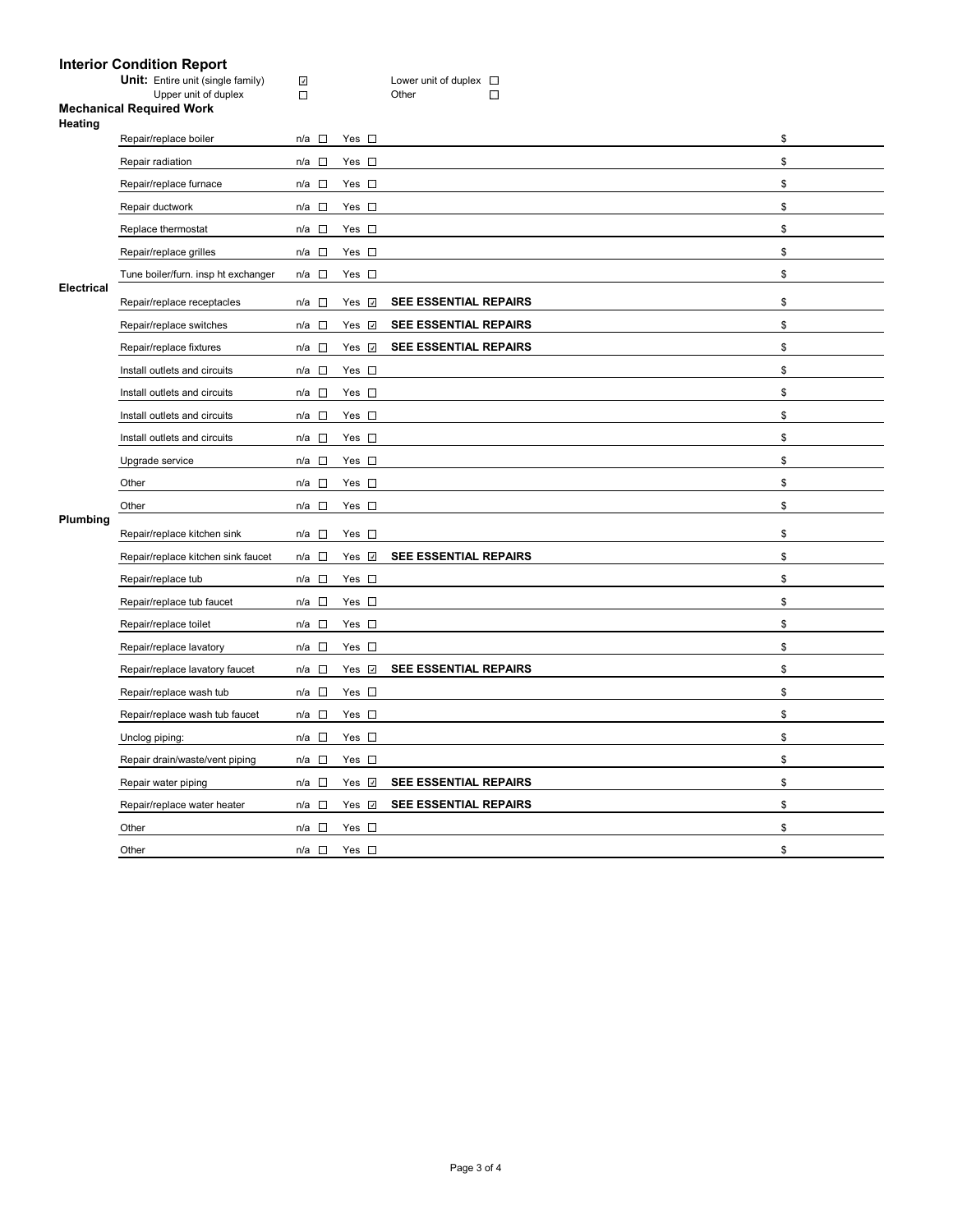## Interior Condition Report

**Unit:** Entire unit (single family) ☑ Lower unit of duplex ☐
Upper unit of duplex ☐ Other ☐

### Mechanical Required Work

**Heating**

| Item | n/a | Yes | Notes | Cost |
|---|---|---|---|---|
| Repair/replace boiler | ☐ | ☐ | | $ |
| Repair radiation | ☐ | ☐ | | $ |
| Repair/replace furnace | ☐ | ☐ | | $ |
| Repair ductwork | ☐ | ☐ | | $ |
| Replace thermostat | ☐ | ☐ | | $ |
| Repair/replace grilles | ☐ | ☐ | | $ |
| Tune boiler/furn. insp ht exchanger | ☐ | ☐ | | $ |

**Electrical**

| Item | n/a | Yes | Notes | Cost |
|---|---|---|---|---|
| Repair/replace receptacles | ☐ | ☑ | **SEE ESSENTIAL REPAIRS** | $ |
| Repair/replace switches | ☐ | ☑ | **SEE ESSENTIAL REPAIRS** | $ |
| Repair/replace fixtures | ☐ | ☑ | **SEE ESSENTIAL REPAIRS** | $ |
| Install outlets and circuits | ☐ | ☐ | | $ |
| Install outlets and circuits | ☐ | ☐ | | $ |
| Install outlets and circuits | ☐ | ☐ | | $ |
| Install outlets and circuits | ☐ | ☐ | | $ |
| Upgrade service | ☐ | ☐ | | $ |
| Other | ☐ | ☐ | | $ |
| Other | ☐ | ☐ | | $ |

**Plumbing**

| Item | n/a | Yes | Notes | Cost |
|---|---|---|---|---|
| Repair/replace kitchen sink | ☐ | ☐ | | $ |
| Repair/replace kitchen sink faucet | ☐ | ☑ | **SEE ESSENTIAL REPAIRS** | $ |
| Repair/replace tub | ☐ | ☐ | | $ |
| Repair/replace tub faucet | ☐ | ☐ | | $ |
| Repair/replace toilet | ☐ | ☐ | | $ |
| Repair/replace lavatory | ☐ | ☐ | | $ |
| Repair/replace lavatory faucet | ☐ | ☑ | **SEE ESSENTIAL REPAIRS** | $ |
| Repair/replace wash tub | ☐ | ☐ | | $ |
| Repair/replace wash tub faucet | ☐ | ☐ | | $ |
| Unclog piping: | ☐ | ☐ | | $ |
| Repair drain/waste/vent piping | ☐ | ☐ | | $ |
| Repair water piping | ☐ | ☑ | **SEE ESSENTIAL REPAIRS** | $ |
| Repair/replace water heater | ☐ | ☑ | **SEE ESSENTIAL REPAIRS** | $ |
| Other | ☐ | ☐ | | $ |
| Other | ☐ | ☐ | | $ |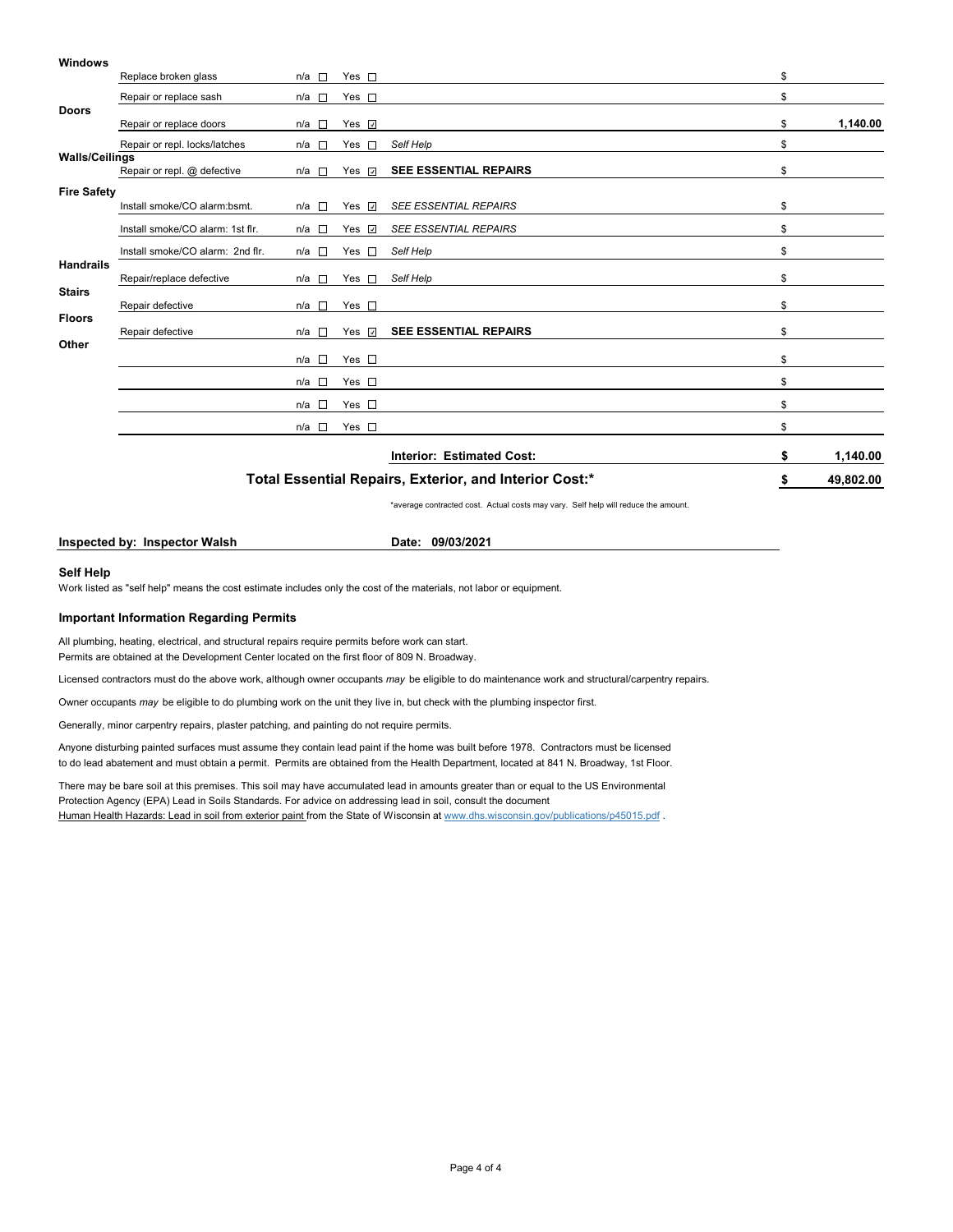| | | | | | |
|---|---|---|---|---|---|
| **Windows** | | | | | |
| | Replace broken glass | n/a ☐ | Yes ☐ | | $ |
| | Repair or replace sash | n/a ☐ | Yes ☐ | | $ |
| **Doors** | | | | | |
| | Repair or replace doors | n/a ☐ | Yes ☑ | | $ 1,140.00 |
| | Repair or repl. locks/latches | n/a ☐ | Yes ☐ | *Self Help* | $ |
| **Walls/Ceilings** | | | | | |
| | Repair or repl. @ defective | n/a ☐ | Yes ☑ | **SEE ESSENTIAL REPAIRS** | $ |
| **Fire Safety** | | | | | |
| | Install smoke/CO alarm:bsmt. | n/a ☐ | Yes ☑ | *SEE ESSENTIAL REPAIRS* | $ |
| | Install smoke/CO alarm: 1st flr. | n/a ☐ | Yes ☑ | *SEE ESSENTIAL REPAIRS* | $ |
| | Install smoke/CO alarm: 2nd flr. | n/a ☐ | Yes ☐ | *Self Help* | $ |
| **Handrails** | | | | | |
| | Repair/replace defective | n/a ☐ | Yes ☐ | *Self Help* | $ |
| **Stairs** | | | | | |
| | Repair defective | n/a ☐ | Yes ☐ | | $ |
| **Floors** | | | | | |
| | Repair defective | n/a ☐ | Yes ☑ | **SEE ESSENTIAL REPAIRS** | $ |
| **Other** | | | | | |
| | | n/a ☐ | Yes ☐ | | $ |
| | | n/a ☐ | Yes ☐ | | $ |
| | | n/a ☐ | Yes ☐ | | $ |
| | | n/a ☐ | Yes ☐ | | $ |
| | | | | **Interior: Estimated Cost:** | **$ 1,140.00** |
| | | | | **Total Essential Repairs, Exterior, and Interior Cost:*** | **$ 49,802.00** |

*average contracted cost. Actual costs may vary. Self help will reduce the amount.

**Inspected by: Inspector Walsh** **Date: 09/03/2021**

### Self Help

Work listed as "self help" means the cost estimate includes only the cost of the materials, not labor or equipment.

### Important Information Regarding Permits

All plumbing, heating, electrical, and structural repairs require permits before work can start.
Permits are obtained at the Development Center located on the first floor of 809 N. Broadway.

Licensed contractors must do the above work, although owner occupants *may* be eligible to do maintenance work and structural/carpentry repairs.

Owner occupants *may* be eligible to do plumbing work on the unit they live in, but check with the plumbing inspector first.

Generally, minor carpentry repairs, plaster patching, and painting do not require permits.

Anyone disturbing painted surfaces must assume they contain lead paint if the home was built before 1978. Contractors must be licensed to do lead abatement and must obtain a permit. Permits are obtained from the Health Department, located at 841 N. Broadway, 1st Floor.

There may be bare soil at this premises. This soil may have accumulated lead in amounts greater than or equal to the US Environmental Protection Agency (EPA) Lead in Soils Standards. For advice on addressing lead in soil, consult the document Human Health Hazards: Lead in soil from exterior paint from the State of Wisconsin at www.dhs.wisconsin.gov/publications/p45015.pdf .